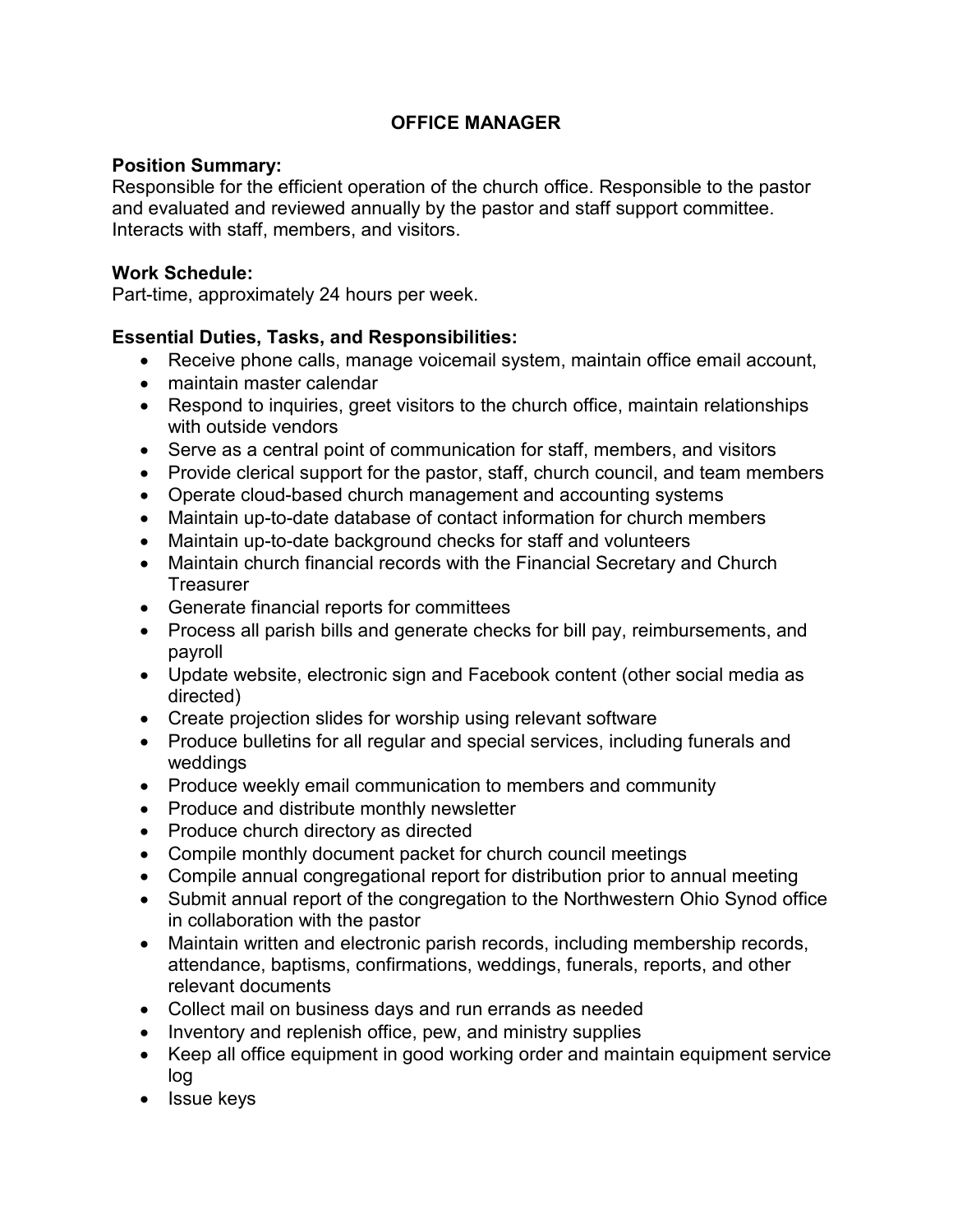# OFFICE MANAGER

**Position Summary:**
Responsible for the efficient operation of the church office. Responsible to the pastor and evaluated and reviewed annually by the pastor and staff support committee. Interacts with staff, members, and visitors.

**Work Schedule:**
Part-time, approximately 24 hours per week.

**Essential Duties, Tasks, and Responsibilities:**

- Receive phone calls, manage voicemail system, maintain office email account,
- maintain master calendar
- Respond to inquiries, greet visitors to the church office, maintain relationships with outside vendors
- Serve as a central point of communication for staff, members, and visitors
- Provide clerical support for the pastor, staff, church council, and team members
- Operate cloud-based church management and accounting systems
- Maintain up-to-date database of contact information for church members
- Maintain up-to-date background checks for staff and volunteers
- Maintain church financial records with the Financial Secretary and Church Treasurer
- Generate financial reports for committees
- Process all parish bills and generate checks for bill pay, reimbursements, and payroll
- Update website, electronic sign and Facebook content (other social media as directed)
- Create projection slides for worship using relevant software
- Produce bulletins for all regular and special services, including funerals and weddings
- Produce weekly email communication to members and community
- Produce and distribute monthly newsletter
- Produce church directory as directed
- Compile monthly document packet for church council meetings
- Compile annual congregational report for distribution prior to annual meeting
- Submit annual report of the congregation to the Northwestern Ohio Synod office in collaboration with the pastor
- Maintain written and electronic parish records, including membership records, attendance, baptisms, confirmations, weddings, funerals, reports, and other relevant documents
- Collect mail on business days and run errands as needed
- Inventory and replenish office, pew, and ministry supplies
- Keep all office equipment in good working order and maintain equipment service log
- Issue keys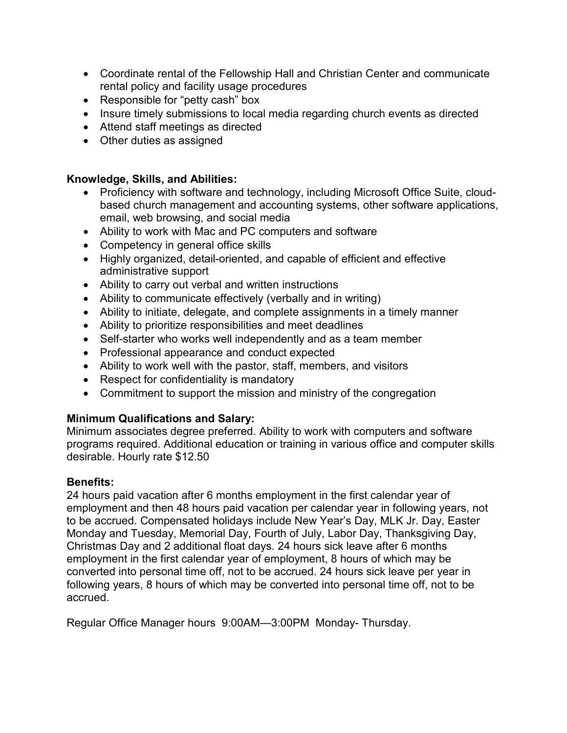- Coordinate rental of the Fellowship Hall and Christian Center and communicate rental policy and facility usage procedures
- Responsible for "petty cash" box
- Insure timely submissions to local media regarding church events as directed
- Attend staff meetings as directed
- Other duties as assigned

**Knowledge, Skills, and Abilities:**

- Proficiency with software and technology, including Microsoft Office Suite, cloud-based church management and accounting systems, other software applications, email, web browsing, and social media
- Ability to work with Mac and PC computers and software
- Competency in general office skills
- Highly organized, detail-oriented, and capable of efficient and effective administrative support
- Ability to carry out verbal and written instructions
- Ability to communicate effectively (verbally and in writing)
- Ability to initiate, delegate, and complete assignments in a timely manner
- Ability to prioritize responsibilities and meet deadlines
- Self-starter who works well independently and as a team member
- Professional appearance and conduct expected
- Ability to work well with the pastor, staff, members, and visitors
- Respect for confidentiality is mandatory
- Commitment to support the mission and ministry of the congregation

**Minimum Qualifications and Salary:**

Minimum associates degree preferred. Ability to work with computers and software programs required. Additional education or training in various office and computer skills desirable. Hourly rate $12.50

**Benefits:**

24 hours paid vacation after 6 months employment in the first calendar year of employment and then 48 hours paid vacation per calendar year in following years, not to be accrued. Compensated holidays include New Year's Day, MLK Jr. Day, Easter Monday and Tuesday, Memorial Day, Fourth of July, Labor Day, Thanksgiving Day, Christmas Day and 2 additional float days. 24 hours sick leave after 6 months employment in the first calendar year of employment, 8 hours of which may be converted into personal time off, not to be accrued. 24 hours sick leave per year in following years, 8 hours of which may be converted into personal time off, not to be accrued.

Regular Office Manager hours 9:00AM—3:00PM Monday- Thursday.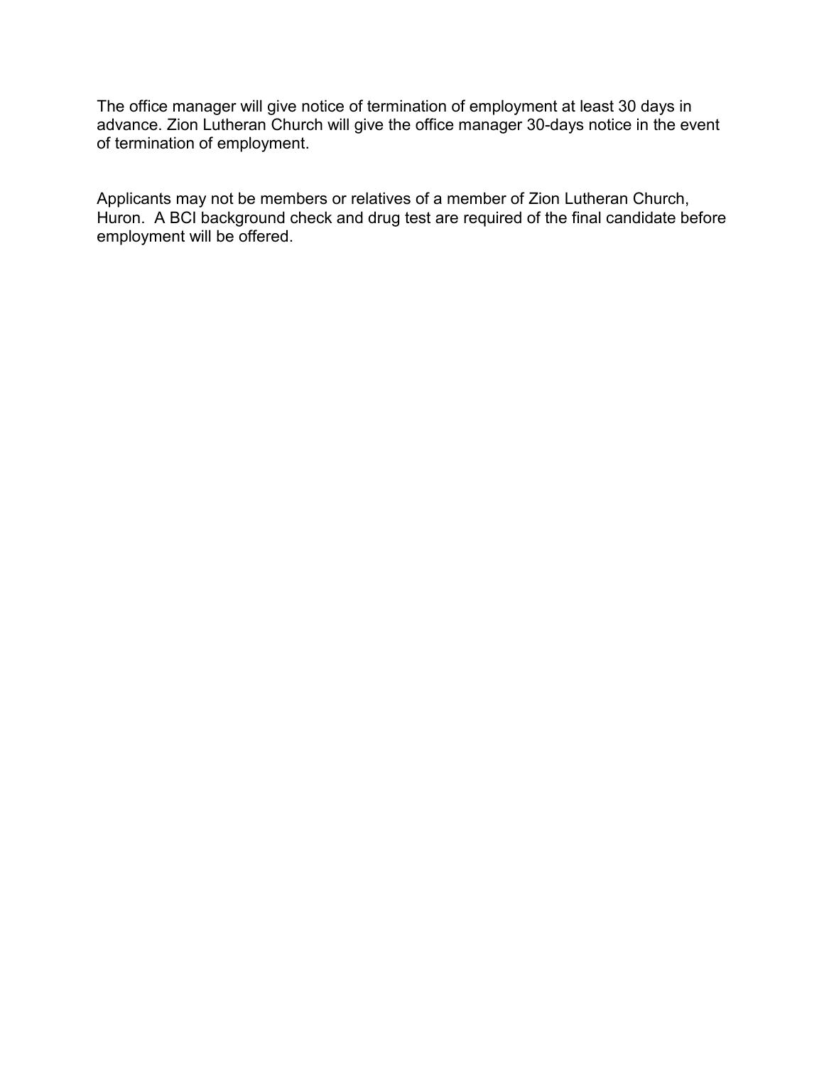The office manager will give notice of termination of employment at least 30 days in advance. Zion Lutheran Church will give the office manager 30-days notice in the event of termination of employment.

Applicants may not be members or relatives of a member of Zion Lutheran Church, Huron. A BCI background check and drug test are required of the final candidate before employment will be offered.